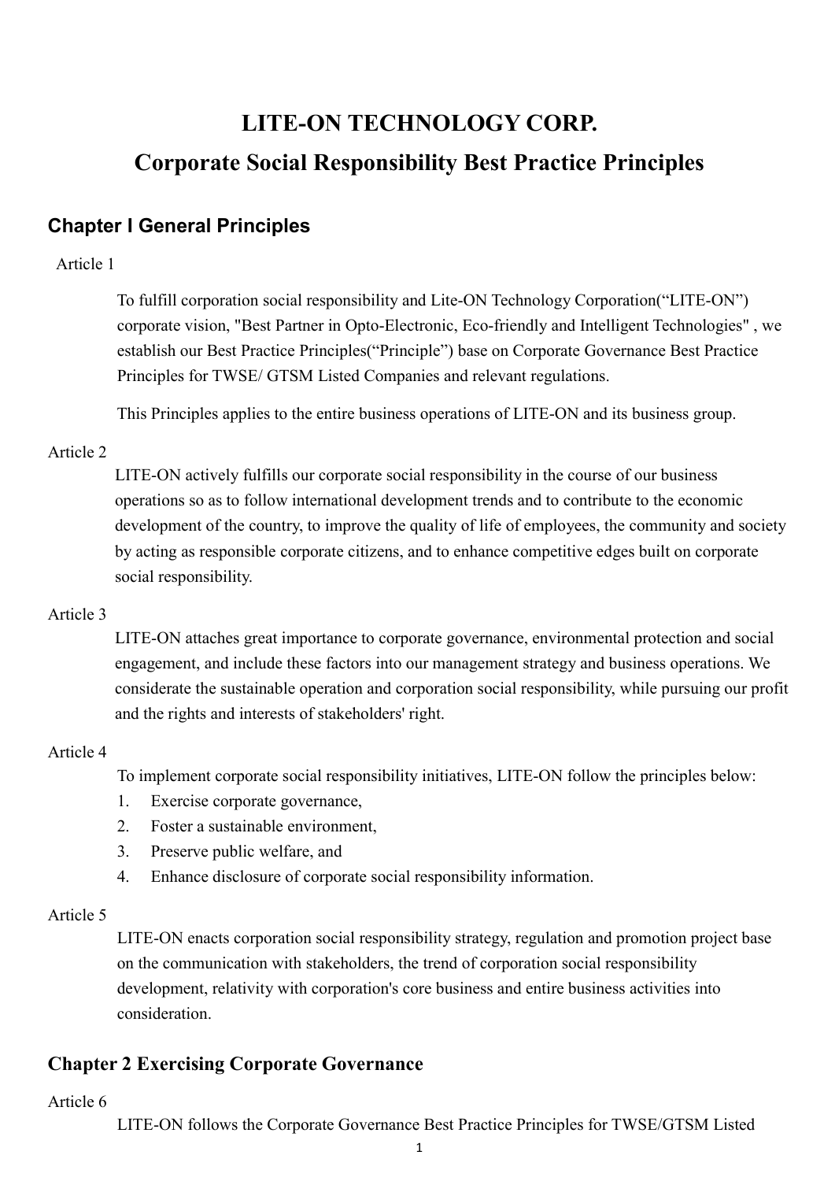# LITE-ON TECHNOLOGY CORP.
# Corporate Social Responsibility Best Practice Principles

## Chapter I General Principles

Article 1

To fulfill corporation social responsibility and Lite-ON Technology Corporation(“LITE-ON”) corporate vision, "Best Partner in Opto-Electronic, Eco-friendly and Intelligent Technologies" , we establish our Best Practice Principles(“Principle”) base on Corporate Governance Best Practice Principles for TWSE/ GTSM Listed Companies and relevant regulations.

This Principles applies to the entire business operations of LITE-ON and its business group.

Article 2

LITE-ON actively fulfills our corporate social responsibility in the course of our business operations so as to follow international development trends and to contribute to the economic development of the country, to improve the quality of life of employees, the community and society by acting as responsible corporate citizens, and to enhance competitive edges built on corporate social responsibility.

Article 3

LITE-ON attaches great importance to corporate governance, environmental protection and social engagement, and include these factors into our management strategy and business operations. We considerate the sustainable operation and corporation social responsibility, while pursuing our profit and the rights and interests of stakeholders' right.

Article 4

To implement corporate social responsibility initiatives, LITE-ON follow the principles below:

1. Exercise corporate governance,
2. Foster a sustainable environment,
3. Preserve public welfare, and
4. Enhance disclosure of corporate social responsibility information.

Article 5

LITE-ON enacts corporation social responsibility strategy, regulation and promotion project base on the communication with stakeholders, the trend of corporation social responsibility development, relativity with corporation's core business and entire business activities into consideration.

## Chapter 2 Exercising Corporate Governance

Article 6

LITE-ON follows the Corporate Governance Best Practice Principles for TWSE/GTSM Listed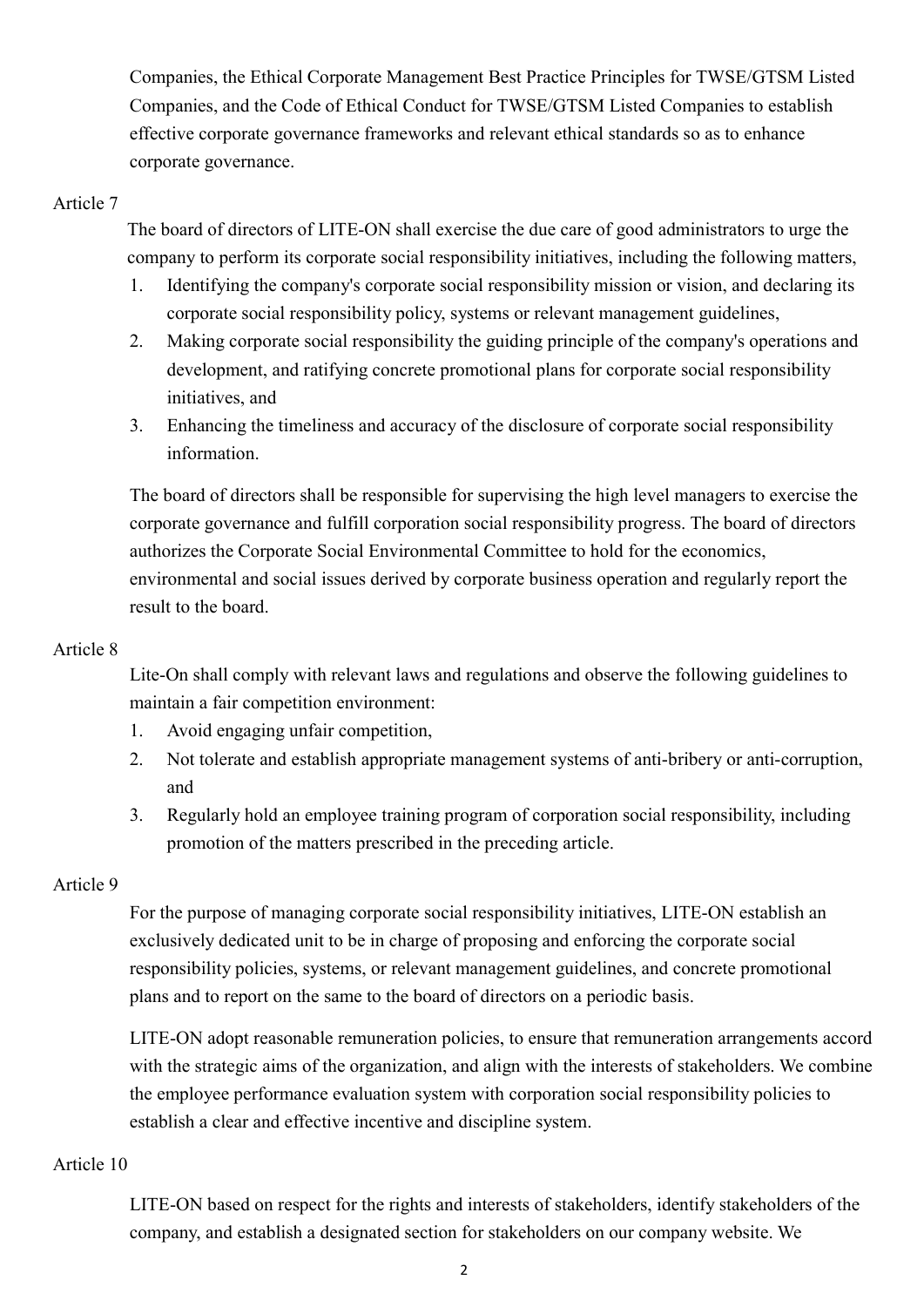Companies, the Ethical Corporate Management Best Practice Principles for TWSE/GTSM Listed Companies, and the Code of Ethical Conduct for TWSE/GTSM Listed Companies to establish effective corporate governance frameworks and relevant ethical standards so as to enhance corporate governance.

Article 7

The board of directors of LITE-ON shall exercise the due care of good administrators to urge the company to perform its corporate social responsibility initiatives, including the following matters,

1. Identifying the company's corporate social responsibility mission or vision, and declaring its corporate social responsibility policy, systems or relevant management guidelines,
2. Making corporate social responsibility the guiding principle of the company's operations and development, and ratifying concrete promotional plans for corporate social responsibility initiatives, and
3. Enhancing the timeliness and accuracy of the disclosure of corporate social responsibility information.

The board of directors shall be responsible for supervising the high level managers to exercise the corporate governance and fulfill corporation social responsibility progress. The board of directors authorizes the Corporate Social Environmental Committee to hold for the economics, environmental and social issues derived by corporate business operation and regularly report the result to the board.

Article 8

Lite-On shall comply with relevant laws and regulations and observe the following guidelines to maintain a fair competition environment:

1. Avoid engaging unfair competition,
2. Not tolerate and establish appropriate management systems of anti-bribery or anti-corruption, and
3. Regularly hold an employee training program of corporation social responsibility, including promotion of the matters prescribed in the preceding article.

Article 9

For the purpose of managing corporate social responsibility initiatives, LITE-ON establish an exclusively dedicated unit to be in charge of proposing and enforcing the corporate social responsibility policies, systems, or relevant management guidelines, and concrete promotional plans and to report on the same to the board of directors on a periodic basis.

LITE-ON adopt reasonable remuneration policies, to ensure that remuneration arrangements accord with the strategic aims of the organization, and align with the interests of stakeholders. We combine the employee performance evaluation system with corporation social responsibility policies to establish a clear and effective incentive and discipline system.

Article 10

LITE-ON based on respect for the rights and interests of stakeholders, identify stakeholders of the company, and establish a designated section for stakeholders on our company website. We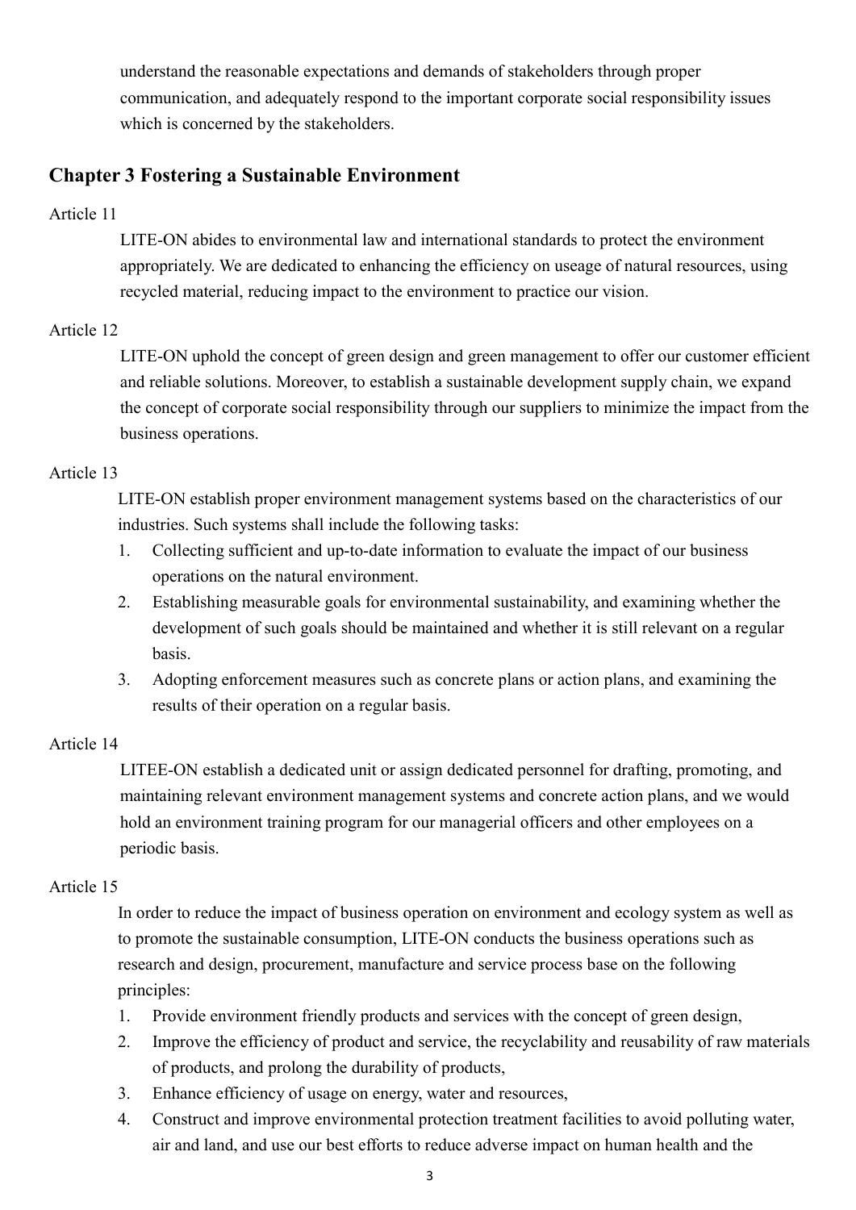understand the reasonable expectations and demands of stakeholders through proper communication, and adequately respond to the important corporate social responsibility issues which is concerned by the stakeholders.

## Chapter 3 Fostering a Sustainable Environment

Article 11

LITE-ON abides to environmental law and international standards to protect the environment appropriately. We are dedicated to enhancing the efficiency on useage of natural resources, using recycled material, reducing impact to the environment to practice our vision.

Article 12

LITE-ON uphold the concept of green design and green management to offer our customer efficient and reliable solutions. Moreover, to establish a sustainable development supply chain, we expand the concept of corporate social responsibility through our suppliers to minimize the impact from the business operations.

Article 13

LITE-ON establish proper environment management systems based on the characteristics of our industries. Such systems shall include the following tasks:

1. Collecting sufficient and up-to-date information to evaluate the impact of our business operations on the natural environment.
2. Establishing measurable goals for environmental sustainability, and examining whether the development of such goals should be maintained and whether it is still relevant on a regular basis.
3. Adopting enforcement measures such as concrete plans or action plans, and examining the results of their operation on a regular basis.

Article 14

LITEE-ON establish a dedicated unit or assign dedicated personnel for drafting, promoting, and maintaining relevant environment management systems and concrete action plans, and we would hold an environment training program for our managerial officers and other employees on a periodic basis.

Article 15

In order to reduce the impact of business operation on environment and ecology system as well as to promote the sustainable consumption, LITE-ON conducts the business operations such as research and design, procurement, manufacture and service process base on the following principles:

1. Provide environment friendly products and services with the concept of green design,
2. Improve the efficiency of product and service, the recyclability and reusability of raw materials of products, and prolong the durability of products,
3. Enhance efficiency of usage on energy, water and resources,
4. Construct and improve environmental protection treatment facilities to avoid polluting water, air and land, and use our best efforts to reduce adverse impact on human health and the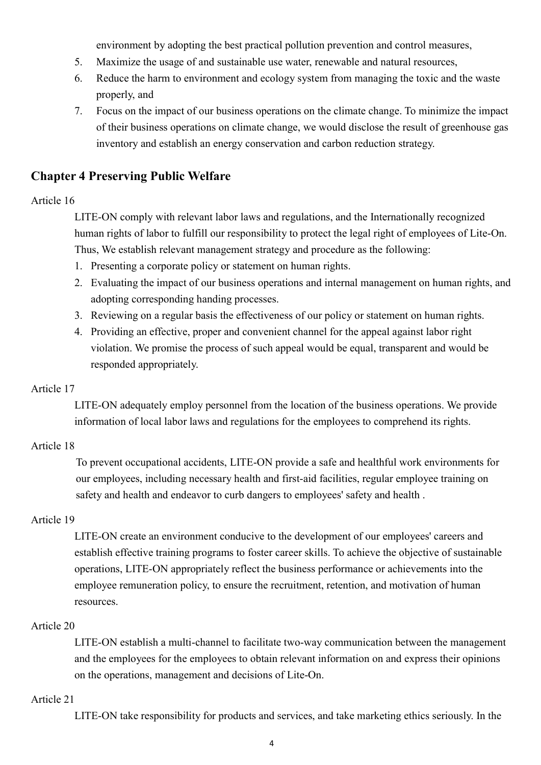environment by adopting the best practical pollution prevention and control measures,

5. Maximize the usage of and sustainable use water, renewable and natural resources,
6. Reduce the harm to environment and ecology system from managing the toxic and the waste properly, and
7. Focus on the impact of our business operations on the climate change. To minimize the impact of their business operations on climate change, we would disclose the result of greenhouse gas inventory and establish an energy conservation and carbon reduction strategy.

## Chapter 4 Preserving Public Welfare

Article 16

LITE-ON comply with relevant labor laws and regulations, and the Internationally recognized human rights of labor to fulfill our responsibility to protect the legal right of employees of Lite-On. Thus, We establish relevant management strategy and procedure as the following:

1. Presenting a corporate policy or statement on human rights.
2. Evaluating the impact of our business operations and internal management on human rights, and adopting corresponding handing processes.
3. Reviewing on a regular basis the effectiveness of our policy or statement on human rights.
4. Providing an effective, proper and convenient channel for the appeal against labor right violation. We promise the process of such appeal would be equal, transparent and would be responded appropriately.

Article 17

LITE-ON adequately employ personnel from the location of the business operations. We provide information of local labor laws and regulations for the employees to comprehend its rights.

Article 18

To prevent occupational accidents, LITE-ON provide a safe and healthful work environments for our employees, including necessary health and first-aid facilities, regular employee training on safety and health and endeavor to curb dangers to employees' safety and health .

Article 19

LITE-ON create an environment conducive to the development of our employees' careers and establish effective training programs to foster career skills. To achieve the objective of sustainable operations, LITE-ON appropriately reflect the business performance or achievements into the employee remuneration policy, to ensure the recruitment, retention, and motivation of human resources.

Article 20

LITE-ON establish a multi-channel to facilitate two-way communication between the management and the employees for the employees to obtain relevant information on and express their opinions on the operations, management and decisions of Lite-On.

Article 21

LITE-ON take responsibility for products and services, and take marketing ethics seriously. In the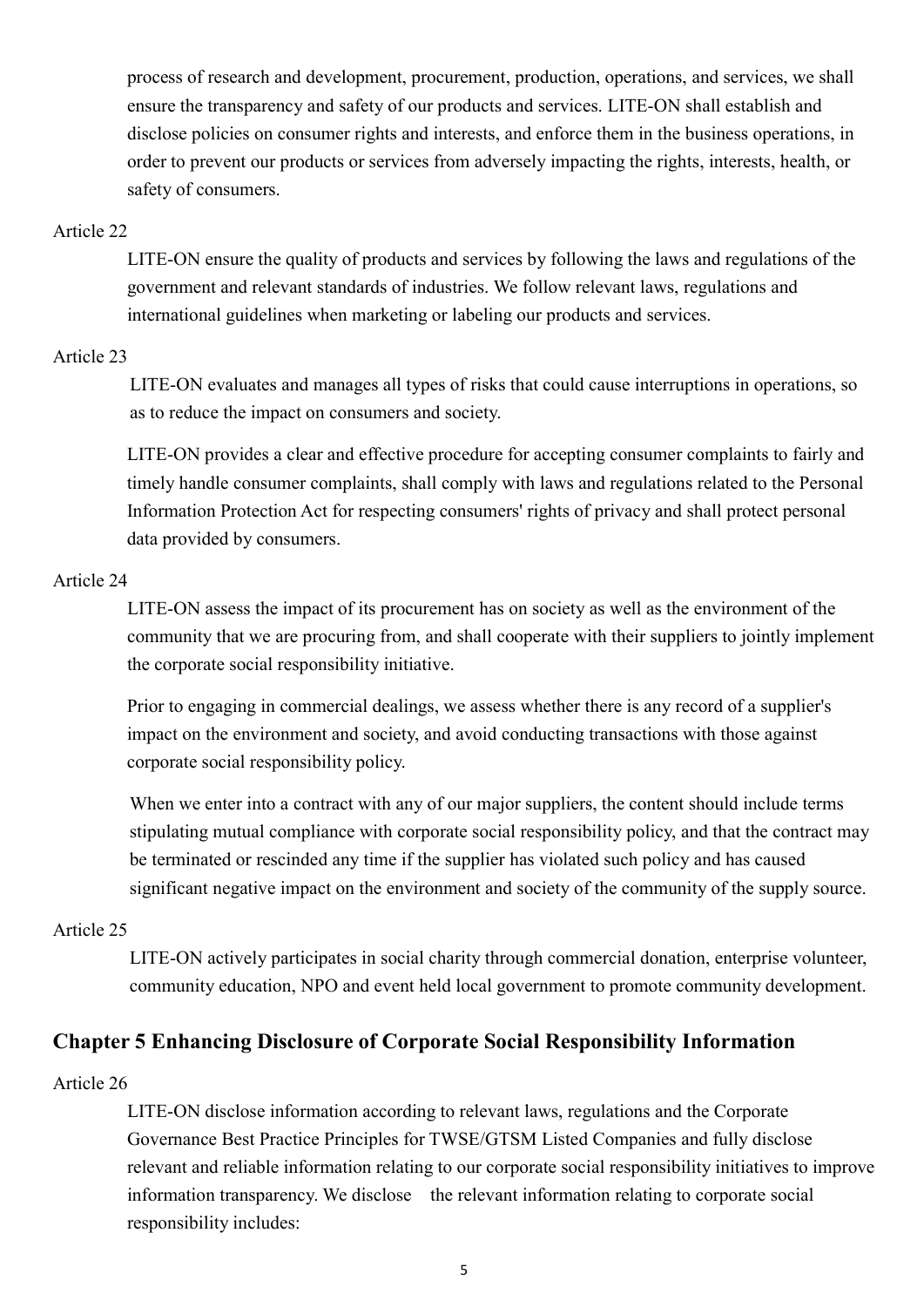process of research and development, procurement, production, operations, and services, we shall ensure the transparency and safety of our products and services. LITE-ON shall establish and disclose policies on consumer rights and interests, and enforce them in the business operations, in order to prevent our products or services from adversely impacting the rights, interests, health, or safety of consumers.

Article 22

LITE-ON ensure the quality of products and services by following the laws and regulations of the government and relevant standards of industries. We follow relevant laws, regulations and international guidelines when marketing or labeling our products and services.

Article 23

LITE-ON evaluates and manages all types of risks that could cause interruptions in operations, so as to reduce the impact on consumers and society.

LITE-ON provides a clear and effective procedure for accepting consumer complaints to fairly and timely handle consumer complaints, shall comply with laws and regulations related to the Personal Information Protection Act for respecting consumers' rights of privacy and shall protect personal data provided by consumers.

Article 24

LITE-ON assess the impact of its procurement has on society as well as the environment of the community that we are procuring from, and shall cooperate with their suppliers to jointly implement the corporate social responsibility initiative.

Prior to engaging in commercial dealings, we assess whether there is any record of a supplier's impact on the environment and society, and avoid conducting transactions with those against corporate social responsibility policy.

When we enter into a contract with any of our major suppliers, the content should include terms stipulating mutual compliance with corporate social responsibility policy, and that the contract may be terminated or rescinded any time if the supplier has violated such policy and has caused significant negative impact on the environment and society of the community of the supply source.

Article 25

LITE-ON actively participates in social charity through commercial donation, enterprise volunteer, community education, NPO and event held local government to promote community development.

## Chapter 5 Enhancing Disclosure of Corporate Social Responsibility Information

Article 26

LITE-ON disclose information according to relevant laws, regulations and the Corporate Governance Best Practice Principles for TWSE/GTSM Listed Companies and fully disclose relevant and reliable information relating to our corporate social responsibility initiatives to improve information transparency. We disclose the relevant information relating to corporate social responsibility includes: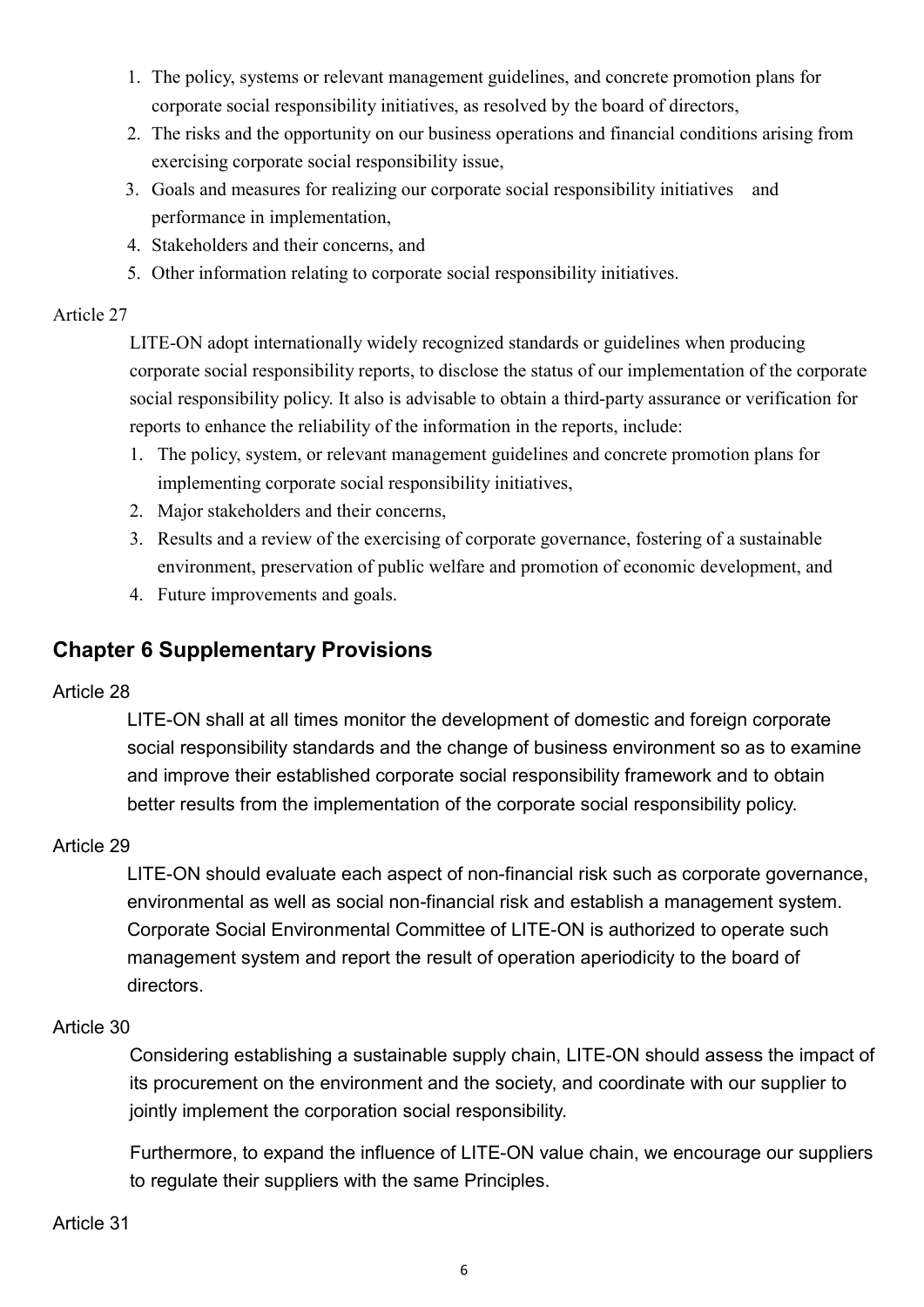1. The policy, systems or relevant management guidelines, and concrete promotion plans for corporate social responsibility initiatives, as resolved by the board of directors,
2. The risks and the opportunity on our business operations and financial conditions arising from exercising corporate social responsibility issue,
3. Goals and measures for realizing our corporate social responsibility initiatives and performance in implementation,
4. Stakeholders and their concerns, and
5. Other information relating to corporate social responsibility initiatives.

Article 27

LITE-ON adopt internationally widely recognized standards or guidelines when producing corporate social responsibility reports, to disclose the status of our implementation of the corporate social responsibility policy. It also is advisable to obtain a third-party assurance or verification for reports to enhance the reliability of the information in the reports, include:

1. The policy, system, or relevant management guidelines and concrete promotion plans for implementing corporate social responsibility initiatives,
2. Major stakeholders and their concerns,
3. Results and a review of the exercising of corporate governance, fostering of a sustainable environment, preservation of public welfare and promotion of economic development, and
4. Future improvements and goals.

## Chapter 6 Supplementary Provisions

Article 28

LITE-ON shall at all times monitor the development of domestic and foreign corporate social responsibility standards and the change of business environment so as to examine and improve their established corporate social responsibility framework and to obtain better results from the implementation of the corporate social responsibility policy.

Article 29

LITE-ON should evaluate each aspect of non-financial risk such as corporate governance, environmental as well as social non-financial risk and establish a management system. Corporate Social Environmental Committee of LITE-ON is authorized to operate such management system and report the result of operation aperiodicity to the board of directors.

Article 30

Considering establishing a sustainable supply chain, LITE-ON should assess the impact of its procurement on the environment and the society, and coordinate with our supplier to jointly implement the corporation social responsibility.

Furthermore, to expand the influence of LITE-ON value chain, we encourage our suppliers to regulate their suppliers with the same Principles.

Article 31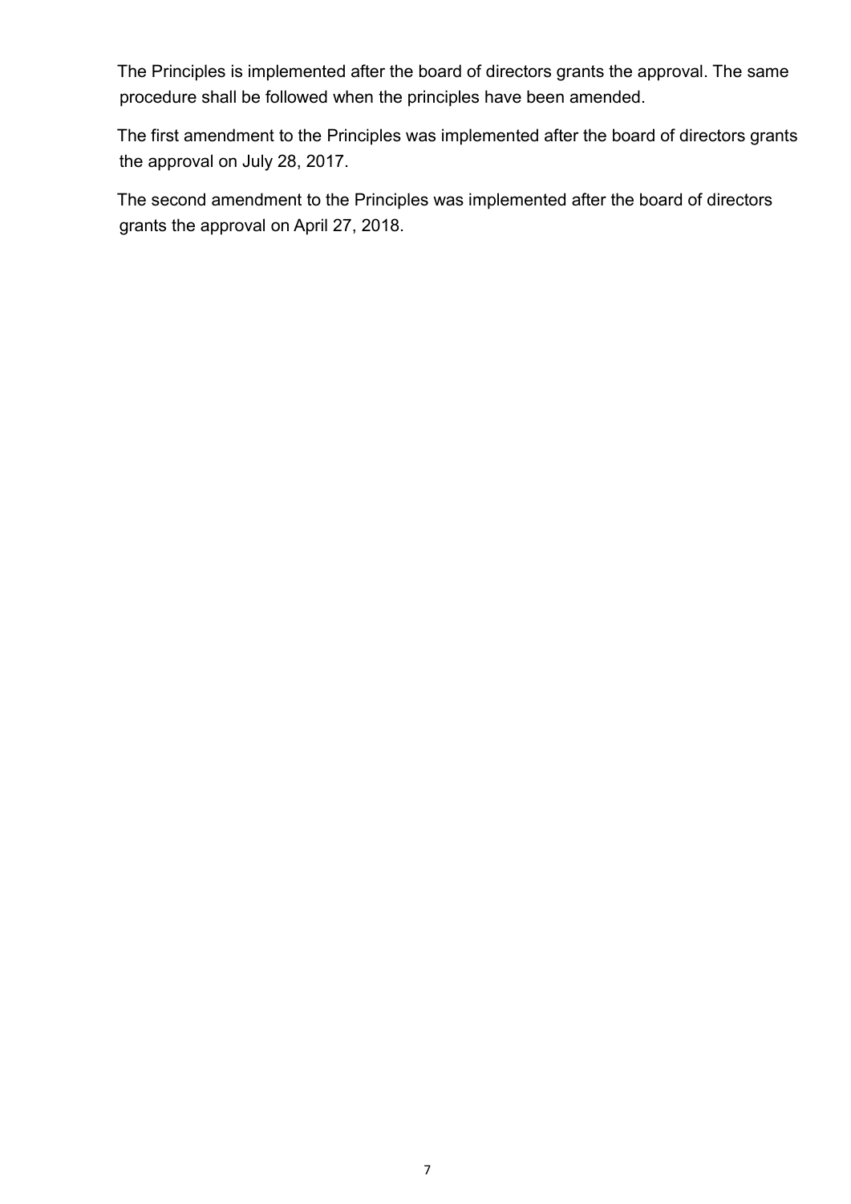The Principles is implemented after the board of directors grants the approval. The same procedure shall be followed when the principles have been amended.

The first amendment to the Principles was implemented after the board of directors grants the approval on July 28, 2017.

The second amendment to the Principles was implemented after the board of directors grants the approval on April 27, 2018.